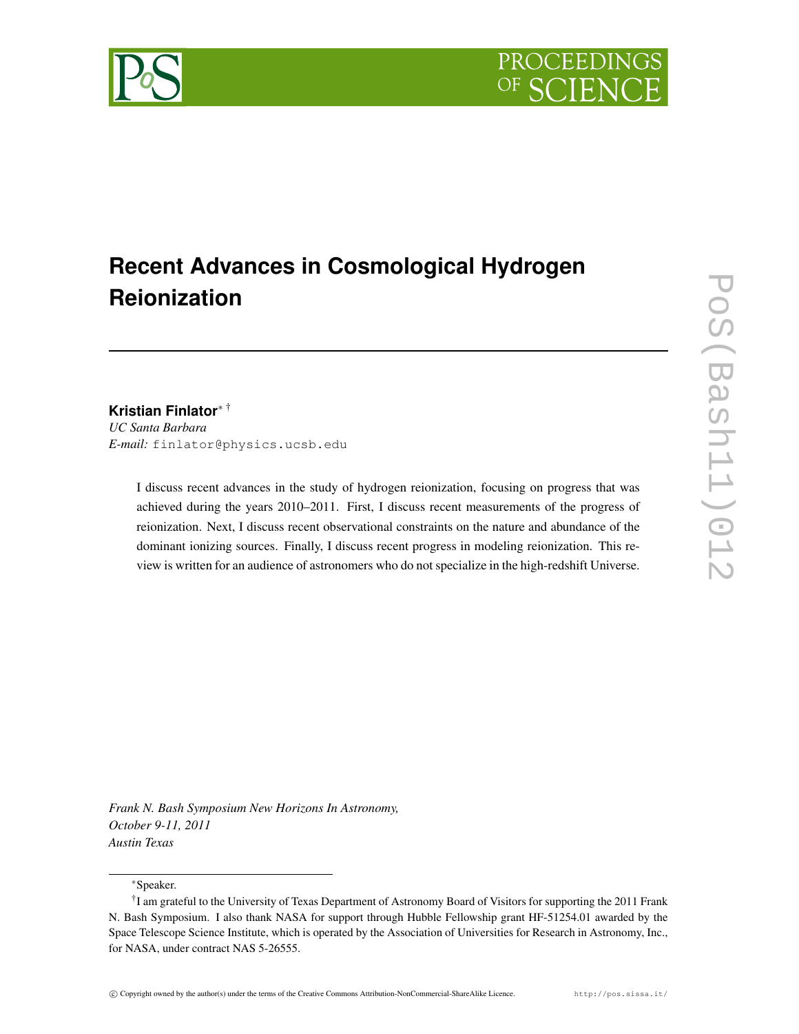# Recent Advances in Cosmological Hydrogen Reionization

**Kristian Finlator**[*] [†]
*UC Santa Barbara*
*E-mail:* finlator@physics.ucsb.edu

I discuss recent advances in the study of hydrogen reionization, focusing on progress that was achieved during the years 2010–2011. First, I discuss recent measurements of the progress of reionization. Next, I discuss recent observational constraints on the nature and abundance of the dominant ionizing sources. Finally, I discuss recent progress in modeling reionization. This review is written for an audience of astronomers who do not specialize in the high-redshift Universe.

*Frank N. Bash Symposium New Horizons In Astronomy,*
*October 9-11, 2011*
*Austin Texas*

---

[*] Speaker.

[†] I am grateful to the University of Texas Department of Astronomy Board of Visitors for supporting the 2011 Frank N. Bash Symposium. I also thank NASA for support through Hubble Fellowship grant HF-51254.01 awarded by the Space Telescope Science Institute, which is operated by the Association of Universities for Research in Astronomy, Inc., for NASA, under contract NAS 5-26555.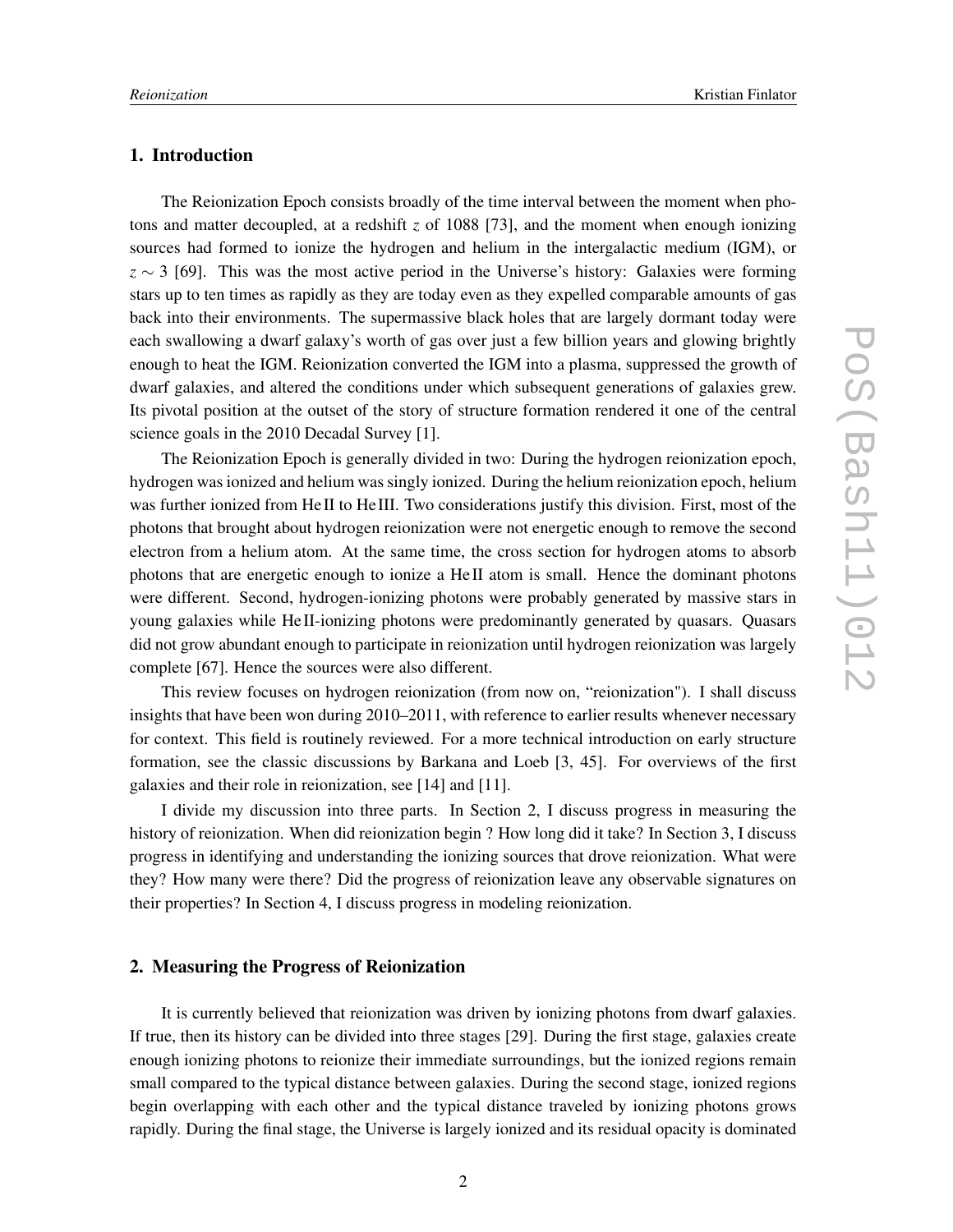## 1. Introduction

The Reionization Epoch consists broadly of the time interval between the moment when photons and matter decoupled, at a redshift $z$ of 1088 [73], and the moment when enough ionizing sources had formed to ionize the hydrogen and helium in the intergalactic medium (IGM), or $z \sim 3$ [69]. This was the most active period in the Universe's history: Galaxies were forming stars up to ten times as rapidly as they are today even as they expelled comparable amounts of gas back into their environments. The supermassive black holes that are largely dormant today were each swallowing a dwarf galaxy's worth of gas over just a few billion years and glowing brightly enough to heat the IGM. Reionization converted the IGM into a plasma, suppressed the growth of dwarf galaxies, and altered the conditions under which subsequent generations of galaxies grew. Its pivotal position at the outset of the story of structure formation rendered it one of the central science goals in the 2010 Decadal Survey [1].

The Reionization Epoch is generally divided in two: During the hydrogen reionization epoch, hydrogen was ionized and helium was singly ionized. During the helium reionization epoch, helium was further ionized from He II to He III. Two considerations justify this division. First, most of the photons that brought about hydrogen reionization were not energetic enough to remove the second electron from a helium atom. At the same time, the cross section for hydrogen atoms to absorb photons that are energetic enough to ionize a He II atom is small. Hence the dominant photons were different. Second, hydrogen-ionizing photons were probably generated by massive stars in young galaxies while He II-ionizing photons were predominantly generated by quasars. Quasars did not grow abundant enough to participate in reionization until hydrogen reionization was largely complete [67]. Hence the sources were also different.

This review focuses on hydrogen reionization (from now on, "reionization"). I shall discuss insights that have been won during 2010–2011, with reference to earlier results whenever necessary for context. This field is routinely reviewed. For a more technical introduction on early structure formation, see the classic discussions by Barkana and Loeb [3, 45]. For overviews of the first galaxies and their role in reionization, see [14] and [11].

I divide my discussion into three parts. In Section 2, I discuss progress in measuring the history of reionization. When did reionization begin ? How long did it take? In Section 3, I discuss progress in identifying and understanding the ionizing sources that drove reionization. What were they? How many were there? Did the progress of reionization leave any observable signatures on their properties? In Section 4, I discuss progress in modeling reionization.

## 2. Measuring the Progress of Reionization

It is currently believed that reionization was driven by ionizing photons from dwarf galaxies. If true, then its history can be divided into three stages [29]. During the first stage, galaxies create enough ionizing photons to reionize their immediate surroundings, but the ionized regions remain small compared to the typical distance between galaxies. During the second stage, ionized regions begin overlapping with each other and the typical distance traveled by ionizing photons grows rapidly. During the final stage, the Universe is largely ionized and its residual opacity is dominated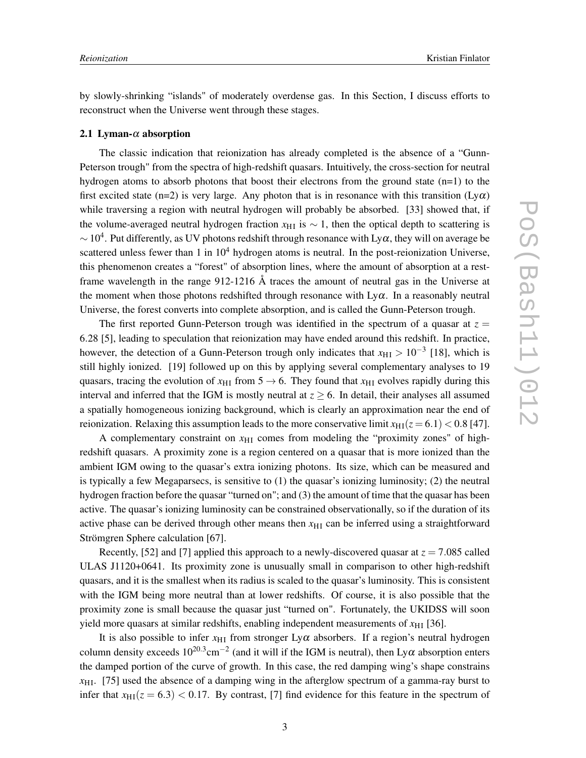by slowly-shrinking "islands" of moderately overdense gas. In this Section, I discuss efforts to reconstruct when the Universe went through these stages.

### 2.1 Lyman-$\alpha$ absorption

The classic indication that reionization has already completed is the absence of a "Gunn-Peterson trough" from the spectra of high-redshift quasars. Intuitively, the cross-section for neutral hydrogen atoms to absorb photons that boost their electrons from the ground state (n=1) to the first excited state (n=2) is very large. Any photon that is in resonance with this transition (Ly$\alpha$) while traversing a region with neutral hydrogen will probably be absorbed. [33] showed that, if the volume-averaged neutral hydrogen fraction $x_{\rm HI}$ is $\sim 1$, then the optical depth to scattering is $\sim 10^4$. Put differently, as UV photons redshift through resonance with Ly$\alpha$, they will on average be scattered unless fewer than 1 in $10^4$ hydrogen atoms is neutral. In the post-reionization Universe, this phenomenon creates a "forest" of absorption lines, where the amount of absorption at a rest-frame wavelength in the range 912-1216 Å traces the amount of neutral gas in the Universe at the moment when those photons redshifted through resonance with Ly$\alpha$. In a reasonably neutral Universe, the forest converts into complete absorption, and is called the Gunn-Peterson trough.

The first reported Gunn-Peterson trough was identified in the spectrum of a quasar at $z = 6.28$ [5], leading to speculation that reionization may have ended around this redshift. In practice, however, the detection of a Gunn-Peterson trough only indicates that $x_{\rm HI} > 10^{-3}$ [18], which is still highly ionized. [19] followed up on this by applying several complementary analyses to 19 quasars, tracing the evolution of $x_{\rm HI}$ from $5 \rightarrow 6$. They found that $x_{\rm HI}$ evolves rapidly during this interval and inferred that the IGM is mostly neutral at $z \geq 6$. In detail, their analyses all assumed a spatially homogeneous ionizing background, which is clearly an approximation near the end of reionization. Relaxing this assumption leads to the more conservative limit $x_{\rm HI}(z = 6.1) < 0.8$ [47].

A complementary constraint on $x_{\rm HI}$ comes from modeling the "proximity zones" of high-redshift quasars. A proximity zone is a region centered on a quasar that is more ionized than the ambient IGM owing to the quasar's extra ionizing photons. Its size, which can be measured and is typically a few Megaparsecs, is sensitive to (1) the quasar's ionizing luminosity; (2) the neutral hydrogen fraction before the quasar "turned on"; and (3) the amount of time that the quasar has been active. The quasar's ionizing luminosity can be constrained observationally, so if the duration of its active phase can be derived through other means then $x_{\rm HI}$ can be inferred using a straightforward Strömgren Sphere calculation [67].

Recently, [52] and [7] applied this approach to a newly-discovered quasar at $z = 7.085$ called ULAS J1120+0641. Its proximity zone is unusually small in comparison to other high-redshift quasars, and it is the smallest when its radius is scaled to the quasar's luminosity. This is consistent with the IGM being more neutral than at lower redshifts. Of course, it is also possible that the proximity zone is small because the quasar just "turned on". Fortunately, the UKIDSS will soon yield more quasars at similar redshifts, enabling independent measurements of $x_{\rm HI}$ [36].

It is also possible to infer $x_{\rm HI}$ from stronger Ly$\alpha$ absorbers. If a region's neutral hydrogen column density exceeds $10^{20.3}$cm$^{-2}$ (and it will if the IGM is neutral), then Ly$\alpha$ absorption enters the damped portion of the curve of growth. In this case, the red damping wing's shape constrains $x_{\rm HI}$. [75] used the absence of a damping wing in the afterglow spectrum of a gamma-ray burst to infer that $x_{\rm HI}(z = 6.3) < 0.17$. By contrast, [7] find evidence for this feature in the spectrum of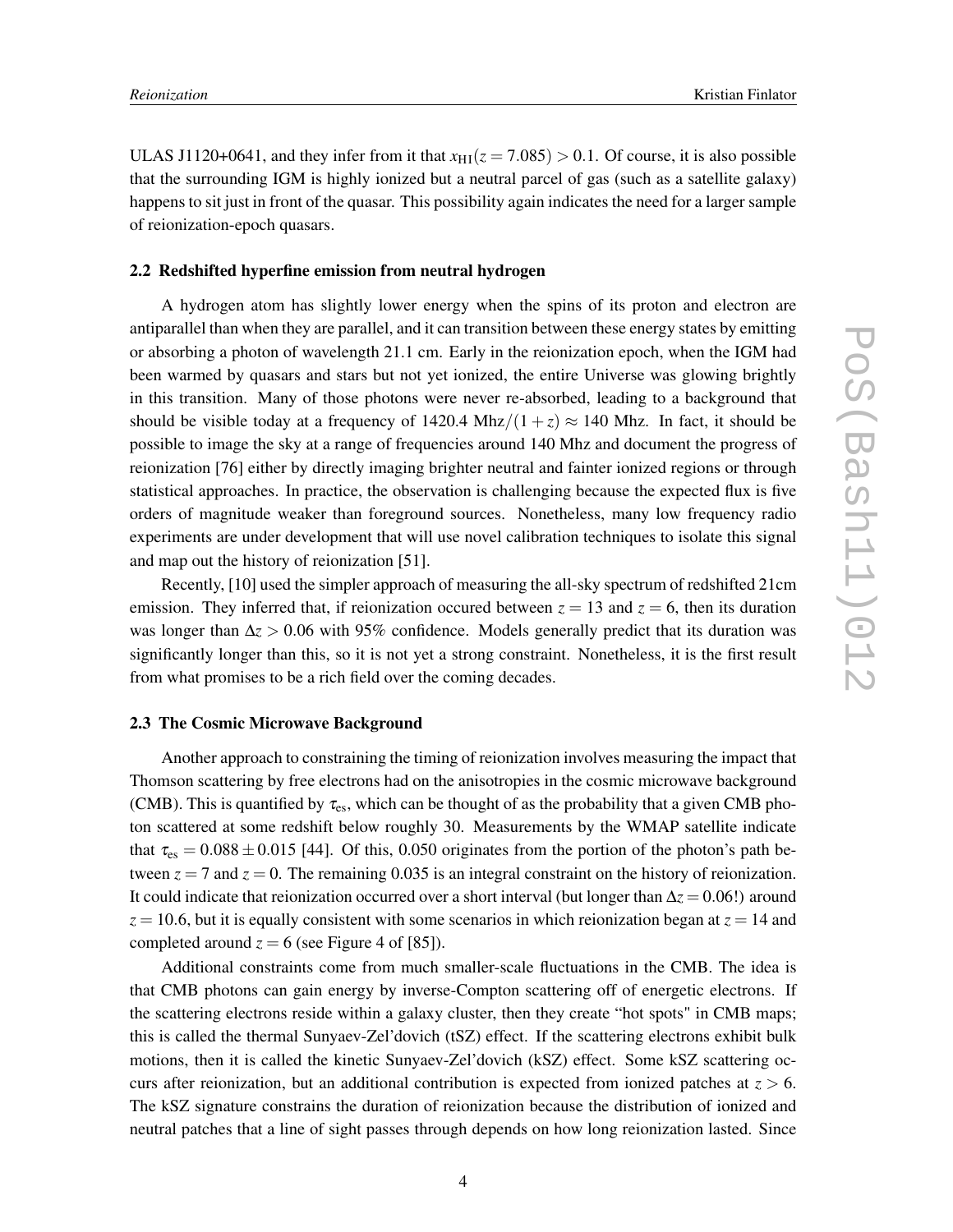ULAS J1120+0641, and they infer from it that $x_{\rm HI}(z = 7.085) > 0.1$. Of course, it is also possible that the surrounding IGM is highly ionized but a neutral parcel of gas (such as a satellite galaxy) happens to sit just in front of the quasar. This possibility again indicates the need for a larger sample of reionization-epoch quasars.

### 2.2 Redshifted hyperfine emission from neutral hydrogen

A hydrogen atom has slightly lower energy when the spins of its proton and electron are antiparallel than when they are parallel, and it can transition between these energy states by emitting or absorbing a photon of wavelength 21.1 cm. Early in the reionization epoch, when the IGM had been warmed by quasars and stars but not yet ionized, the entire Universe was glowing brightly in this transition. Many of those photons were never re-absorbed, leading to a background that should be visible today at a frequency of $1420.4 \text{ Mhz}/(1+z) \approx 140$ Mhz. In fact, it should be possible to image the sky at a range of frequencies around 140 Mhz and document the progress of reionization [76] either by directly imaging brighter neutral and fainter ionized regions or through statistical approaches. In practice, the observation is challenging because the expected flux is five orders of magnitude weaker than foreground sources. Nonetheless, many low frequency radio experiments are under development that will use novel calibration techniques to isolate this signal and map out the history of reionization [51].

Recently, [10] used the simpler approach of measuring the all-sky spectrum of redshifted 21cm emission. They inferred that, if reionization occured between $z = 13$ and $z = 6$, then its duration was longer than $\Delta z > 0.06$ with 95% confidence. Models generally predict that its duration was significantly longer than this, so it is not yet a strong constraint. Nonetheless, it is the first result from what promises to be a rich field over the coming decades.

### 2.3 The Cosmic Microwave Background

Another approach to constraining the timing of reionization involves measuring the impact that Thomson scattering by free electrons had on the anisotropies in the cosmic microwave background (CMB). This is quantified by $\tau_{\rm es}$, which can be thought of as the probability that a given CMB photon scattered at some redshift below roughly 30. Measurements by the WMAP satellite indicate that $\tau_{\rm es} = 0.088 \pm 0.015$ [44]. Of this, 0.050 originates from the portion of the photon's path between $z = 7$ and $z = 0$. The remaining 0.035 is an integral constraint on the history of reionization. It could indicate that reionization occurred over a short interval (but longer than $\Delta z = 0.06$!) around $z = 10.6$, but it is equally consistent with some scenarios in which reionization began at $z = 14$ and completed around $z = 6$ (see Figure 4 of [85]).

Additional constraints come from much smaller-scale fluctuations in the CMB. The idea is that CMB photons can gain energy by inverse-Compton scattering off of energetic electrons. If the scattering electrons reside within a galaxy cluster, then they create "hot spots" in CMB maps; this is called the thermal Sunyaev-Zel'dovich (tSZ) effect. If the scattering electrons exhibit bulk motions, then it is called the kinetic Sunyaev-Zel'dovich (kSZ) effect. Some kSZ scattering occurs after reionization, but an additional contribution is expected from ionized patches at $z > 6$. The kSZ signature constrains the duration of reionization because the distribution of ionized and neutral patches that a line of sight passes through depends on how long reionization lasted. Since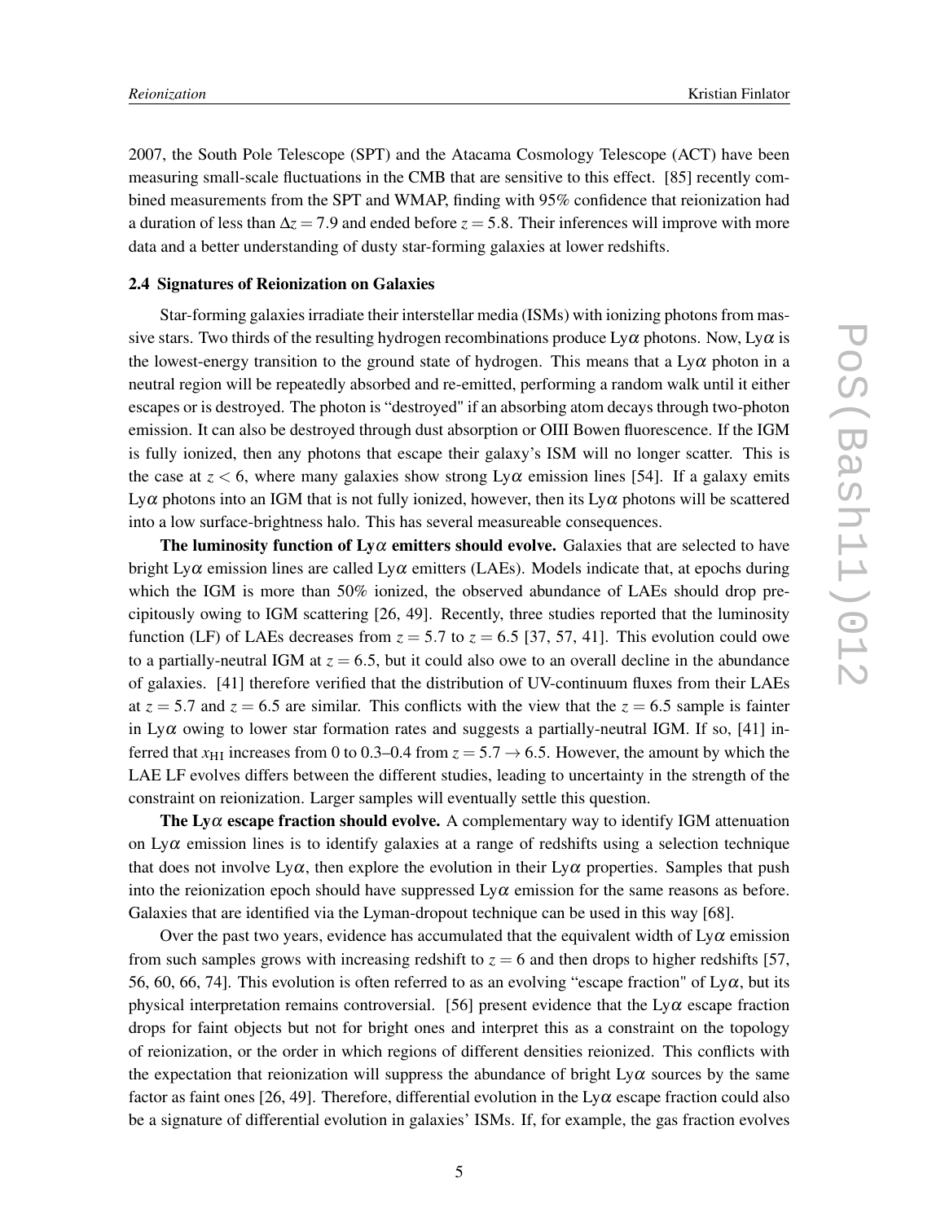2007, the South Pole Telescope (SPT) and the Atacama Cosmology Telescope (ACT) have been measuring small-scale fluctuations in the CMB that are sensitive to this effect. [85] recently combined measurements from the SPT and WMAP, finding with 95% confidence that reionization had a duration of less than $\Delta z = 7.9$ and ended before $z = 5.8$. Their inferences will improve with more data and a better understanding of dusty star-forming galaxies at lower redshifts.

### 2.4 Signatures of Reionization on Galaxies

Star-forming galaxies irradiate their interstellar media (ISMs) with ionizing photons from massive stars. Two thirds of the resulting hydrogen recombinations produce Ly$\alpha$ photons. Now, Ly$\alpha$ is the lowest-energy transition to the ground state of hydrogen. This means that a Ly$\alpha$ photon in a neutral region will be repeatedly absorbed and re-emitted, performing a random walk until it either escapes or is destroyed. The photon is "destroyed" if an absorbing atom decays through two-photon emission. It can also be destroyed through dust absorption or OIII Bowen fluorescence. If the IGM is fully ionized, then any photons that escape their galaxy's ISM will no longer scatter. This is the case at $z < 6$, where many galaxies show strong Ly$\alpha$ emission lines [54]. If a galaxy emits Ly$\alpha$ photons into an IGM that is not fully ionized, however, then its Ly$\alpha$ photons will be scattered into a low surface-brightness halo. This has several measureable consequences.

**The luminosity function of Ly$\alpha$ emitters should evolve.** Galaxies that are selected to have bright Ly$\alpha$ emission lines are called Ly$\alpha$ emitters (LAEs). Models indicate that, at epochs during which the IGM is more than 50% ionized, the observed abundance of LAEs should drop precipitously owing to IGM scattering [26, 49]. Recently, three studies reported that the luminosity function (LF) of LAEs decreases from $z = 5.7$ to $z = 6.5$ [37, 57, 41]. This evolution could owe to a partially-neutral IGM at $z = 6.5$, but it could also owe to an overall decline in the abundance of galaxies. [41] therefore verified that the distribution of UV-continuum fluxes from their LAEs at $z = 5.7$ and $z = 6.5$ are similar. This conflicts with the view that the $z = 6.5$ sample is fainter in Ly$\alpha$ owing to lower star formation rates and suggests a partially-neutral IGM. If so, [41] inferred that $x_{\rm HI}$ increases from 0 to 0.3–0.4 from $z = 5.7 \rightarrow 6.5$. However, the amount by which the LAE LF evolves differs between the different studies, leading to uncertainty in the strength of the constraint on reionization. Larger samples will eventually settle this question.

**The Ly$\alpha$ escape fraction should evolve.** A complementary way to identify IGM attenuation on Ly$\alpha$ emission lines is to identify galaxies at a range of redshifts using a selection technique that does not involve Ly$\alpha$, then explore the evolution in their Ly$\alpha$ properties. Samples that push into the reionization epoch should have suppressed Ly$\alpha$ emission for the same reasons as before. Galaxies that are identified via the Lyman-dropout technique can be used in this way [68].

Over the past two years, evidence has accumulated that the equivalent width of Ly$\alpha$ emission from such samples grows with increasing redshift to $z = 6$ and then drops to higher redshifts [57, 56, 60, 66, 74]. This evolution is often referred to as an evolving "escape fraction" of Ly$\alpha$, but its physical interpretation remains controversial. [56] present evidence that the Ly$\alpha$ escape fraction drops for faint objects but not for bright ones and interpret this as a constraint on the topology of reionization, or the order in which regions of different densities reionized. This conflicts with the expectation that reionization will suppress the abundance of bright Ly$\alpha$ sources by the same factor as faint ones [26, 49]. Therefore, differential evolution in the Ly$\alpha$ escape fraction could also be a signature of differential evolution in galaxies' ISMs. If, for example, the gas fraction evolves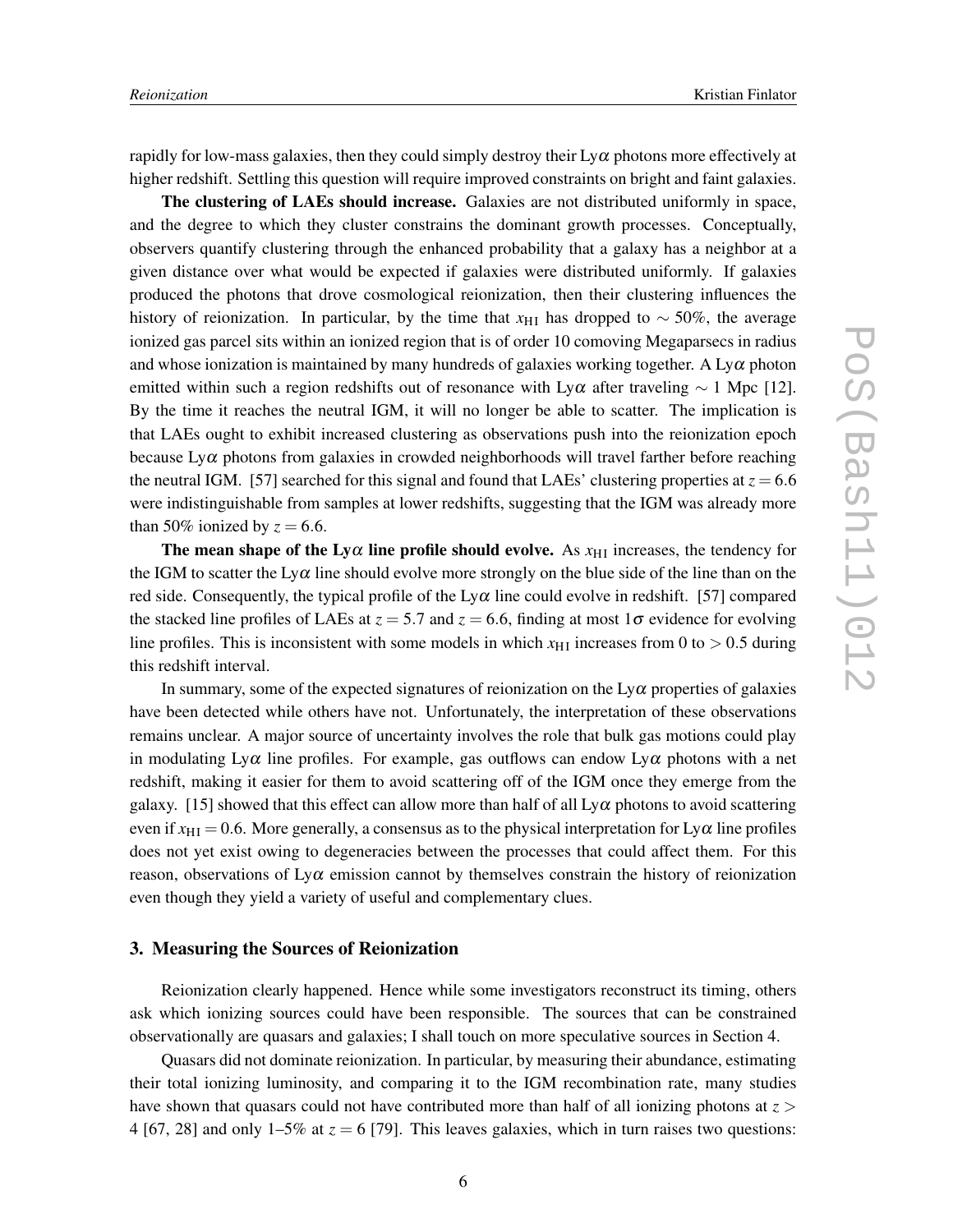rapidly for low-mass galaxies, then they could simply destroy their Ly$\alpha$ photons more effectively at higher redshift. Settling this question will require improved constraints on bright and faint galaxies.

**The clustering of LAEs should increase.** Galaxies are not distributed uniformly in space, and the degree to which they cluster constrains the dominant growth processes. Conceptually, observers quantify clustering through the enhanced probability that a galaxy has a neighbor at a given distance over what would be expected if galaxies were distributed uniformly. If galaxies produced the photons that drove cosmological reionization, then their clustering influences the history of reionization. In particular, by the time that $x_{\rm HI}$ has dropped to $\sim 50\%$, the average ionized gas parcel sits within an ionized region that is of order 10 comoving Megaparsecs in radius and whose ionization is maintained by many hundreds of galaxies working together. A Ly$\alpha$ photon emitted within such a region redshifts out of resonance with Ly$\alpha$ after traveling $\sim 1$ Mpc [12]. By the time it reaches the neutral IGM, it will no longer be able to scatter. The implication is that LAEs ought to exhibit increased clustering as observations push into the reionization epoch because Ly$\alpha$ photons from galaxies in crowded neighborhoods will travel farther before reaching the neutral IGM. [57] searched for this signal and found that LAEs' clustering properties at $z = 6.6$ were indistinguishable from samples at lower redshifts, suggesting that the IGM was already more than 50% ionized by $z = 6.6$.

**The mean shape of the Ly$\alpha$ line profile should evolve.** As $x_{\rm HI}$ increases, the tendency for the IGM to scatter the Ly$\alpha$ line should evolve more strongly on the blue side of the line than on the red side. Consequently, the typical profile of the Ly$\alpha$ line could evolve in redshift. [57] compared the stacked line profiles of LAEs at $z = 5.7$ and $z = 6.6$, finding at most $1\sigma$ evidence for evolving line profiles. This is inconsistent with some models in which $x_{\rm HI}$ increases from 0 to $> 0.5$ during this redshift interval.

In summary, some of the expected signatures of reionization on the Ly$\alpha$ properties of galaxies have been detected while others have not. Unfortunately, the interpretation of these observations remains unclear. A major source of uncertainty involves the role that bulk gas motions could play in modulating Ly$\alpha$ line profiles. For example, gas outflows can endow Ly$\alpha$ photons with a net redshift, making it easier for them to avoid scattering off of the IGM once they emerge from the galaxy. [15] showed that this effect can allow more than half of all Ly$\alpha$ photons to avoid scattering even if $x_{\rm HI} = 0.6$. More generally, a consensus as to the physical interpretation for Ly$\alpha$ line profiles does not yet exist owing to degeneracies between the processes that could affect them. For this reason, observations of Ly$\alpha$ emission cannot by themselves constrain the history of reionization even though they yield a variety of useful and complementary clues.

## 3. Measuring the Sources of Reionization

Reionization clearly happened. Hence while some investigators reconstruct its timing, others ask which ionizing sources could have been responsible. The sources that can be constrained observationally are quasars and galaxies; I shall touch on more speculative sources in Section 4.

Quasars did not dominate reionization. In particular, by measuring their abundance, estimating their total ionizing luminosity, and comparing it to the IGM recombination rate, many studies have shown that quasars could not have contributed more than half of all ionizing photons at $z > 4$ [67, 28] and only 1–5% at $z = 6$ [79]. This leaves galaxies, which in turn raises two questions: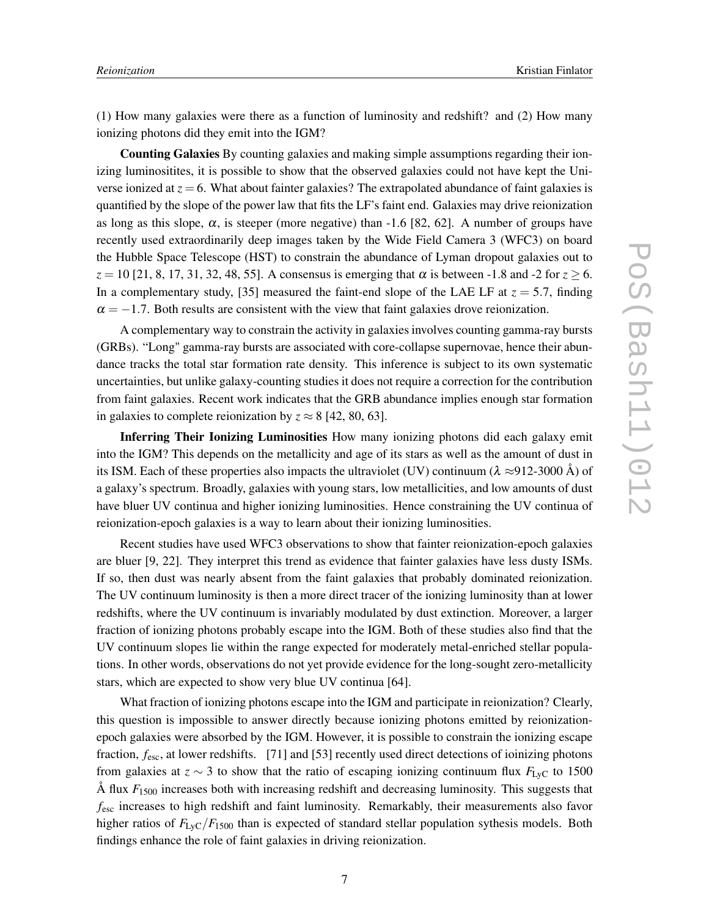(1) How many galaxies were there as a function of luminosity and redshift? and (2) How many ionizing photons did they emit into the IGM?

**Counting Galaxies** By counting galaxies and making simple assumptions regarding their ionizing luminositites, it is possible to show that the observed galaxies could not have kept the Universe ionized at $z = 6$. What about fainter galaxies? The extrapolated abundance of faint galaxies is quantified by the slope of the power law that fits the LF's faint end. Galaxies may drive reionization as long as this slope, $\alpha$, is steeper (more negative) than -1.6 [82, 62]. A number of groups have recently used extraordinarily deep images taken by the Wide Field Camera 3 (WFC3) on board the Hubble Space Telescope (HST) to constrain the abundance of Lyman dropout galaxies out to $z = 10$ [21, 8, 17, 31, 32, 48, 55]. A consensus is emerging that $\alpha$ is between -1.8 and -2 for $z \geq 6$. In a complementary study, [35] measured the faint-end slope of the LAE LF at $z = 5.7$, finding $\alpha = -1.7$. Both results are consistent with the view that faint galaxies drove reionization.

A complementary way to constrain the activity in galaxies involves counting gamma-ray bursts (GRBs). "Long" gamma-ray bursts are associated with core-collapse supernovae, hence their abundance tracks the total star formation rate density. This inference is subject to its own systematic uncertainties, but unlike galaxy-counting studies it does not require a correction for the contribution from faint galaxies. Recent work indicates that the GRB abundance implies enough star formation in galaxies to complete reionization by $z \approx 8$ [42, 80, 63].

**Inferring Their Ionizing Luminosities** How many ionizing photons did each galaxy emit into the IGM? This depends on the metallicity and age of its stars as well as the amount of dust in its ISM. Each of these properties also impacts the ultraviolet (UV) continuum ($\lambda \approx$912-3000 Å) of a galaxy's spectrum. Broadly, galaxies with young stars, low metallicities, and low amounts of dust have bluer UV continua and higher ionizing luminosities. Hence constraining the UV continua of reionization-epoch galaxies is a way to learn about their ionizing luminosities.

Recent studies have used WFC3 observations to show that fainter reionization-epoch galaxies are bluer [9, 22]. They interpret this trend as evidence that fainter galaxies have less dusty ISMs. If so, then dust was nearly absent from the faint galaxies that probably dominated reionization. The UV continuum luminosity is then a more direct tracer of the ionizing luminosity than at lower redshifts, where the UV continuum is invariably modulated by dust extinction. Moreover, a larger fraction of ionizing photons probably escape into the IGM. Both of these studies also find that the UV continuum slopes lie within the range expected for moderately metal-enriched stellar populations. In other words, observations do not yet provide evidence for the long-sought zero-metallicity stars, which are expected to show very blue UV continua [64].

What fraction of ionizing photons escape into the IGM and participate in reionization? Clearly, this question is impossible to answer directly because ionizing photons emitted by reionization-epoch galaxies were absorbed by the IGM. However, it is possible to constrain the ionizing escape fraction, $f_{\rm esc}$, at lower redshifts. [71] and [53] recently used direct detections of ioinizing photons from galaxies at $z \sim 3$ to show that the ratio of escaping ionizing continuum flux $F_{\rm LyC}$ to 1500 Å flux $F_{1500}$ increases both with increasing redshift and decreasing luminosity. This suggests that $f_{\rm esc}$ increases to high redshift and faint luminosity. Remarkably, their measurements also favor higher ratios of $F_{\rm LyC}/F_{1500}$ than is expected of standard stellar population sythesis models. Both findings enhance the role of faint galaxies in driving reionization.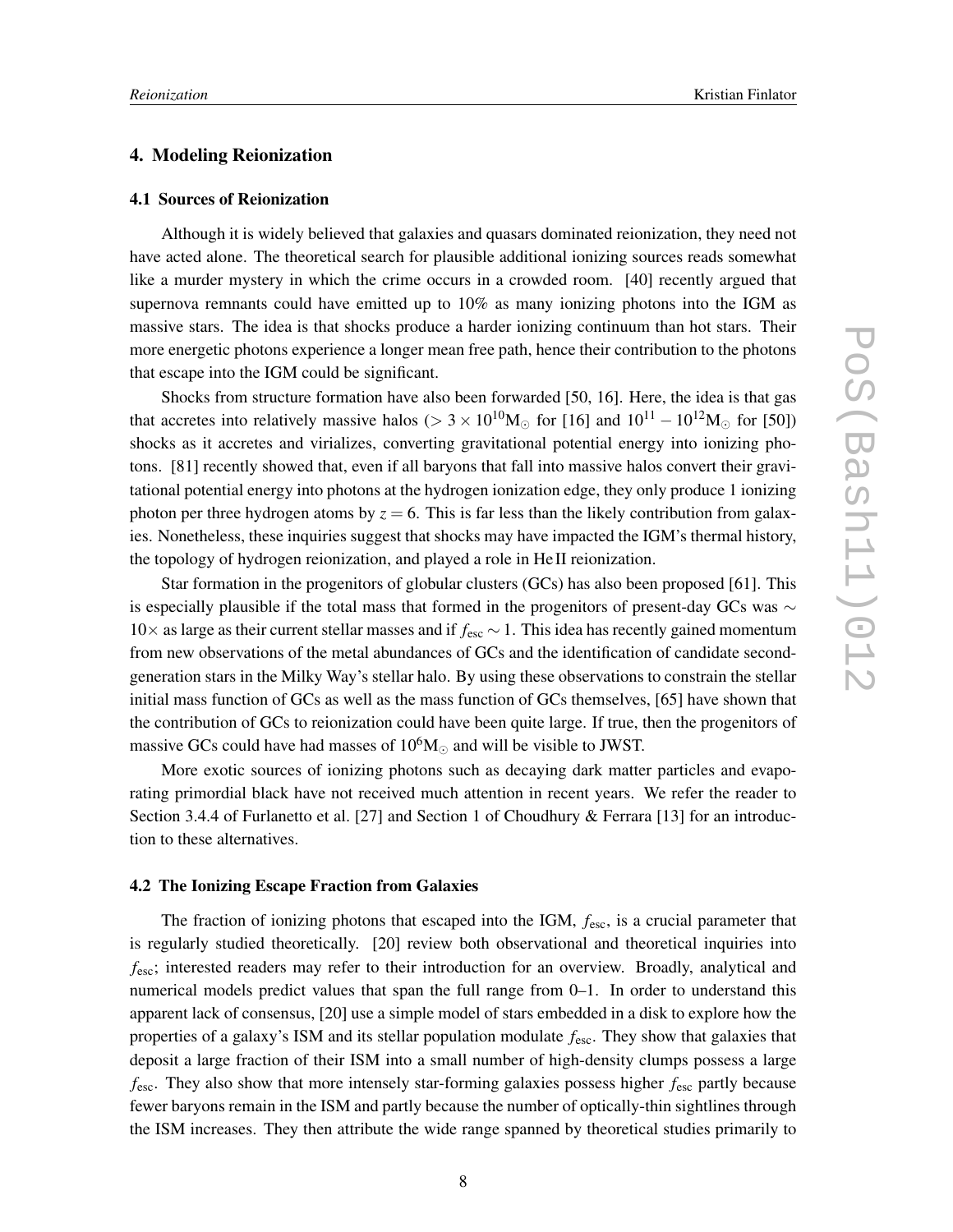## 4. Modeling Reionization

### 4.1 Sources of Reionization

Although it is widely believed that galaxies and quasars dominated reionization, they need not have acted alone. The theoretical search for plausible additional ionizing sources reads somewhat like a murder mystery in which the crime occurs in a crowded room. [40] recently argued that supernova remnants could have emitted up to 10% as many ionizing photons into the IGM as massive stars. The idea is that shocks produce a harder ionizing continuum than hot stars. Their more energetic photons experience a longer mean free path, hence their contribution to the photons that escape into the IGM could be significant.

Shocks from structure formation have also been forwarded [50, 16]. Here, the idea is that gas that accretes into relatively massive halos ($> 3 \times 10^{10} \mathrm{M}_{\odot}$ for [16] and $10^{11} - 10^{12} \mathrm{M}_{\odot}$ for [50]) shocks as it accretes and virializes, converting gravitational potential energy into ionizing photons. [81] recently showed that, even if all baryons that fall into massive halos convert their gravitational potential energy into photons at the hydrogen ionization edge, they only produce 1 ionizing photon per three hydrogen atoms by $z = 6$. This is far less than the likely contribution from galaxies. Nonetheless, these inquiries suggest that shocks may have impacted the IGM's thermal history, the topology of hydrogen reionization, and played a role in He II reionization.

Star formation in the progenitors of globular clusters (GCs) has also been proposed [61]. This is especially plausible if the total mass that formed in the progenitors of present-day GCs was $\sim 10\times$ as large as their current stellar masses and if $f_{\mathrm{esc}} \sim 1$. This idea has recently gained momentum from new observations of the metal abundances of GCs and the identification of candidate second-generation stars in the Milky Way's stellar halo. By using these observations to constrain the stellar initial mass function of GCs as well as the mass function of GCs themselves, [65] have shown that the contribution of GCs to reionization could have been quite large. If true, then the progenitors of massive GCs could have had masses of $10^{6} \mathrm{M}_{\odot}$ and will be visible to JWST.

More exotic sources of ionizing photons such as decaying dark matter particles and evaporating primordial black have not received much attention in recent years. We refer the reader to Section 3.4.4 of Furlanetto et al. [27] and Section 1 of Choudhury & Ferrara [13] for an introduction to these alternatives.

### 4.2 The Ionizing Escape Fraction from Galaxies

The fraction of ionizing photons that escaped into the IGM, $f_{\mathrm{esc}}$, is a crucial parameter that is regularly studied theoretically. [20] review both observational and theoretical inquiries into $f_{\mathrm{esc}}$; interested readers may refer to their introduction for an overview. Broadly, analytical and numerical models predict values that span the full range from 0–1. In order to understand this apparent lack of consensus, [20] use a simple model of stars embedded in a disk to explore how the properties of a galaxy's ISM and its stellar population modulate $f_{\mathrm{esc}}$. They show that galaxies that deposit a large fraction of their ISM into a small number of high-density clumps possess a large $f_{\mathrm{esc}}$. They also show that more intensely star-forming galaxies possess higher $f_{\mathrm{esc}}$ partly because fewer baryons remain in the ISM and partly because the number of optically-thin sightlines through the ISM increases. They then attribute the wide range spanned by theoretical studies primarily to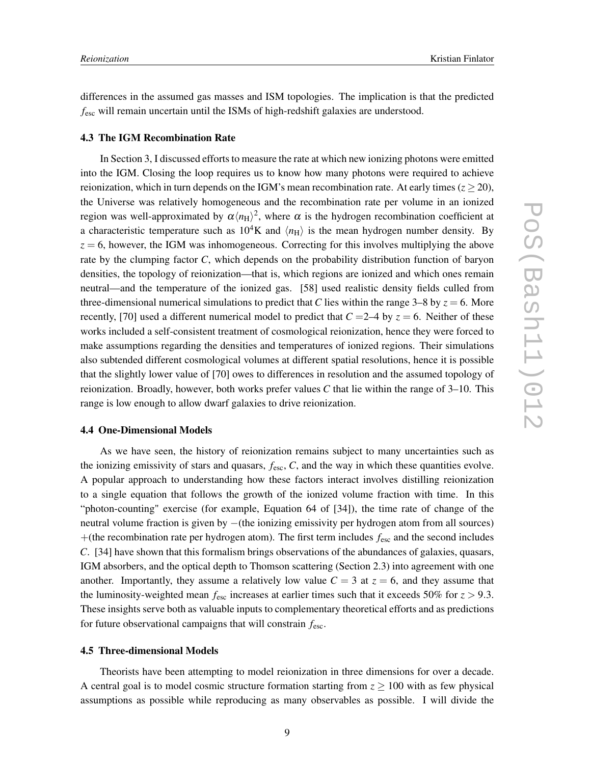differences in the assumed gas masses and ISM topologies. The implication is that the predicted $f_{\rm esc}$ will remain uncertain until the ISMs of high-redshift galaxies are understood.

### 4.3 The IGM Recombination Rate

In Section 3, I discussed efforts to measure the rate at which new ionizing photons were emitted into the IGM. Closing the loop requires us to know how many photons were required to achieve reionization, which in turn depends on the IGM's mean recombination rate. At early times ($z \geq 20$), the Universe was relatively homogeneous and the recombination rate per volume in an ionized region was well-approximated by $\alpha \langle n_{\rm H} \rangle^2$, where $\alpha$ is the hydrogen recombination coefficient at a characteristic temperature such as $10^4$K and $\langle n_{\rm H} \rangle$ is the mean hydrogen number density. By $z = 6$, however, the IGM was inhomogeneous. Correcting for this involves multiplying the above rate by the clumping factor $C$, which depends on the probability distribution function of baryon densities, the topology of reionization—that is, which regions are ionized and which ones remain neutral—and the temperature of the ionized gas. [58] used realistic density fields culled from three-dimensional numerical simulations to predict that $C$ lies within the range 3–8 by $z = 6$. More recently, [70] used a different numerical model to predict that $C =$2–4 by $z = 6$. Neither of these works included a self-consistent treatment of cosmological reionization, hence they were forced to make assumptions regarding the densities and temperatures of ionized regions. Their simulations also subtended different cosmological volumes at different spatial resolutions, hence it is possible that the slightly lower value of [70] owes to differences in resolution and the assumed topology of reionization. Broadly, however, both works prefer values $C$ that lie within the range of 3–10. This range is low enough to allow dwarf galaxies to drive reionization.

### 4.4 One-Dimensional Models

As we have seen, the history of reionization remains subject to many uncertainties such as the ionizing emissivity of stars and quasars, $f_{\rm esc}$, $C$, and the way in which these quantities evolve. A popular approach to understanding how these factors interact involves distilling reionization to a single equation that follows the growth of the ionized volume fraction with time. In this "photon-counting" exercise (for example, Equation 64 of [34]), the time rate of change of the neutral volume fraction is given by $-$(the ionizing emissivity per hydrogen atom from all sources) $+$(the recombination rate per hydrogen atom). The first term includes $f_{\rm esc}$ and the second includes $C$. [34] have shown that this formalism brings observations of the abundances of galaxies, quasars, IGM absorbers, and the optical depth to Thomson scattering (Section 2.3) into agreement with one another. Importantly, they assume a relatively low value $C = 3$ at $z = 6$, and they assume that the luminosity-weighted mean $f_{\rm esc}$ increases at earlier times such that it exceeds 50% for $z > 9.3$. These insights serve both as valuable inputs to complementary theoretical efforts and as predictions for future observational campaigns that will constrain $f_{\rm esc}$.

### 4.5 Three-dimensional Models

Theorists have been attempting to model reionization in three dimensions for over a decade. A central goal is to model cosmic structure formation starting from $z \geq 100$ with as few physical assumptions as possible while reproducing as many observables as possible. I will divide the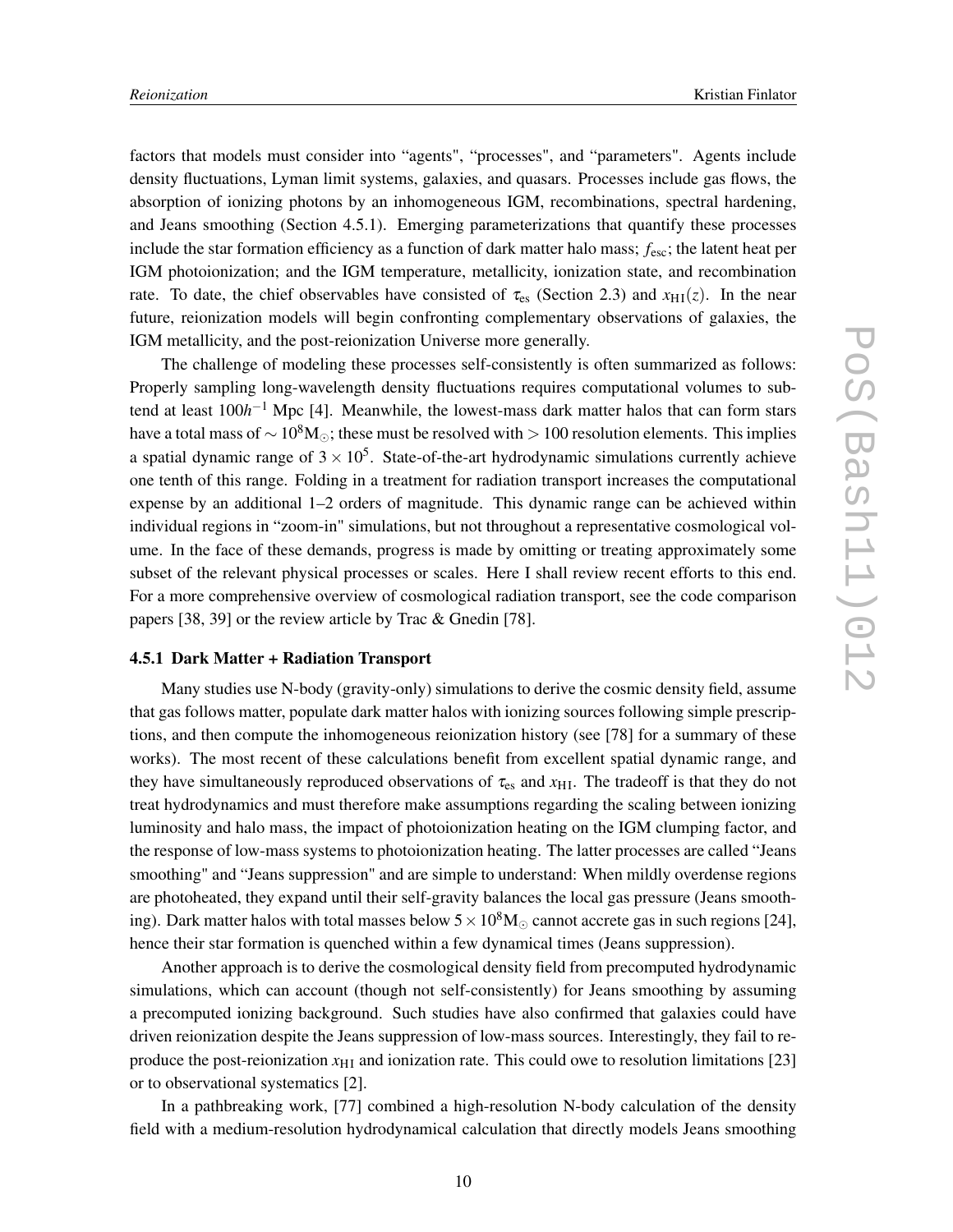factors that models must consider into "agents", "processes", and "parameters". Agents include density fluctuations, Lyman limit systems, galaxies, and quasars. Processes include gas flows, the absorption of ionizing photons by an inhomogeneous IGM, recombinations, spectral hardening, and Jeans smoothing (Section 4.5.1). Emerging parameterizations that quantify these processes include the star formation efficiency as a function of dark matter halo mass; $f_{\rm esc}$; the latent heat per IGM photoionization; and the IGM temperature, metallicity, ionization state, and recombination rate. To date, the chief observables have consisted of $\tau_{\rm es}$ (Section 2.3) and $x_{\rm HI}(z)$. In the near future, reionization models will begin confronting complementary observations of galaxies, the IGM metallicity, and the post-reionization Universe more generally.

The challenge of modeling these processes self-consistently is often summarized as follows: Properly sampling long-wavelength density fluctuations requires computational volumes to subtend at least $100h^{-1}$ Mpc [4]. Meanwhile, the lowest-mass dark matter halos that can form stars have a total mass of $\sim 10^8 M_\odot$; these must be resolved with $> 100$ resolution elements. This implies a spatial dynamic range of $3 \times 10^5$. State-of-the-art hydrodynamic simulations currently achieve one tenth of this range. Folding in a treatment for radiation transport increases the computational expense by an additional 1–2 orders of magnitude. This dynamic range can be achieved within individual regions in "zoom-in" simulations, but not throughout a representative cosmological volume. In the face of these demands, progress is made by omitting or treating approximately some subset of the relevant physical processes or scales. Here I shall review recent efforts to this end. For a more comprehensive overview of cosmological radiation transport, see the code comparison papers [38, 39] or the review article by Trac & Gnedin [78].

#### 4.5.1 Dark Matter + Radiation Transport

Many studies use N-body (gravity-only) simulations to derive the cosmic density field, assume that gas follows matter, populate dark matter halos with ionizing sources following simple prescriptions, and then compute the inhomogeneous reionization history (see [78] for a summary of these works). The most recent of these calculations benefit from excellent spatial dynamic range, and they have simultaneously reproduced observations of $\tau_{\rm es}$ and $x_{\rm HI}$. The tradeoff is that they do not treat hydrodynamics and must therefore make assumptions regarding the scaling between ionizing luminosity and halo mass, the impact of photoionization heating on the IGM clumping factor, and the response of low-mass systems to photoionization heating. The latter processes are called "Jeans smoothing" and "Jeans suppression" and are simple to understand: When mildly overdense regions are photoheated, they expand until their self-gravity balances the local gas pressure (Jeans smoothing). Dark matter halos with total masses below $5 \times 10^8 M_\odot$ cannot accrete gas in such regions [24], hence their star formation is quenched within a few dynamical times (Jeans suppression).

Another approach is to derive the cosmological density field from precomputed hydrodynamic simulations, which can account (though not self-consistently) for Jeans smoothing by assuming a precomputed ionizing background. Such studies have also confirmed that galaxies could have driven reionization despite the Jeans suppression of low-mass sources. Interestingly, they fail to reproduce the post-reionization $x_{\rm HI}$ and ionization rate. This could owe to resolution limitations [23] or to observational systematics [2].

In a pathbreaking work, [77] combined a high-resolution N-body calculation of the density field with a medium-resolution hydrodynamical calculation that directly models Jeans smoothing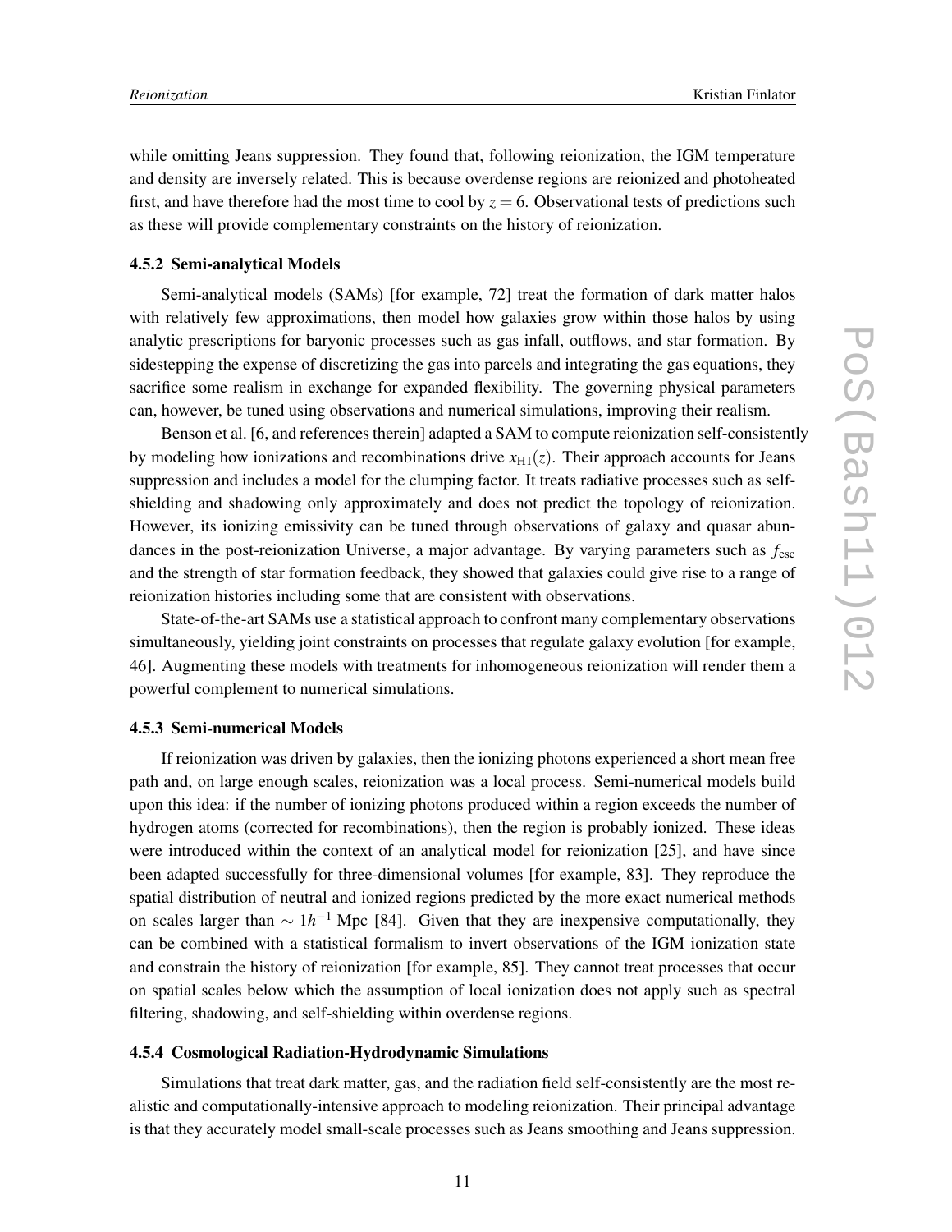while omitting Jeans suppression. They found that, following reionization, the IGM temperature and density are inversely related. This is because overdense regions are reionized and photoheated first, and have therefore had the most time to cool by $z = 6$. Observational tests of predictions such as these will provide complementary constraints on the history of reionization.

### 4.5.2 Semi-analytical Models

Semi-analytical models (SAMs) [for example, 72] treat the formation of dark matter halos with relatively few approximations, then model how galaxies grow within those halos by using analytic prescriptions for baryonic processes such as gas infall, outflows, and star formation. By sidestepping the expense of discretizing the gas into parcels and integrating the gas equations, they sacrifice some realism in exchange for expanded flexibility. The governing physical parameters can, however, be tuned using observations and numerical simulations, improving their realism.

Benson et al. [6, and references therein] adapted a SAM to compute reionization self-consistently by modeling how ionizations and recombinations drive $x_{\mathrm{HI}}(z)$. Their approach accounts for Jeans suppression and includes a model for the clumping factor. It treats radiative processes such as self-shielding and shadowing only approximately and does not predict the topology of reionization. However, its ionizing emissivity can be tuned through observations of galaxy and quasar abundances in the post-reionization Universe, a major advantage. By varying parameters such as $f_{\mathrm{esc}}$ and the strength of star formation feedback, they showed that galaxies could give rise to a range of reionization histories including some that are consistent with observations.

State-of-the-art SAMs use a statistical approach to confront many complementary observations simultaneously, yielding joint constraints on processes that regulate galaxy evolution [for example, 46]. Augmenting these models with treatments for inhomogeneous reionization will render them a powerful complement to numerical simulations.

### 4.5.3 Semi-numerical Models

If reionization was driven by galaxies, then the ionizing photons experienced a short mean free path and, on large enough scales, reionization was a local process. Semi-numerical models build upon this idea: if the number of ionizing photons produced within a region exceeds the number of hydrogen atoms (corrected for recombinations), then the region is probably ionized. These ideas were introduced within the context of an analytical model for reionization [25], and have since been adapted successfully for three-dimensional volumes [for example, 83]. They reproduce the spatial distribution of neutral and ionized regions predicted by the more exact numerical methods on scales larger than $\sim 1h^{-1}$ Mpc [84]. Given that they are inexpensive computationally, they can be combined with a statistical formalism to invert observations of the IGM ionization state and constrain the history of reionization [for example, 85]. They cannot treat processes that occur on spatial scales below which the assumption of local ionization does not apply such as spectral filtering, shadowing, and self-shielding within overdense regions.

### 4.5.4 Cosmological Radiation-Hydrodynamic Simulations

Simulations that treat dark matter, gas, and the radiation field self-consistently are the most realistic and computationally-intensive approach to modeling reionization. Their principal advantage is that they accurately model small-scale processes such as Jeans smoothing and Jeans suppression.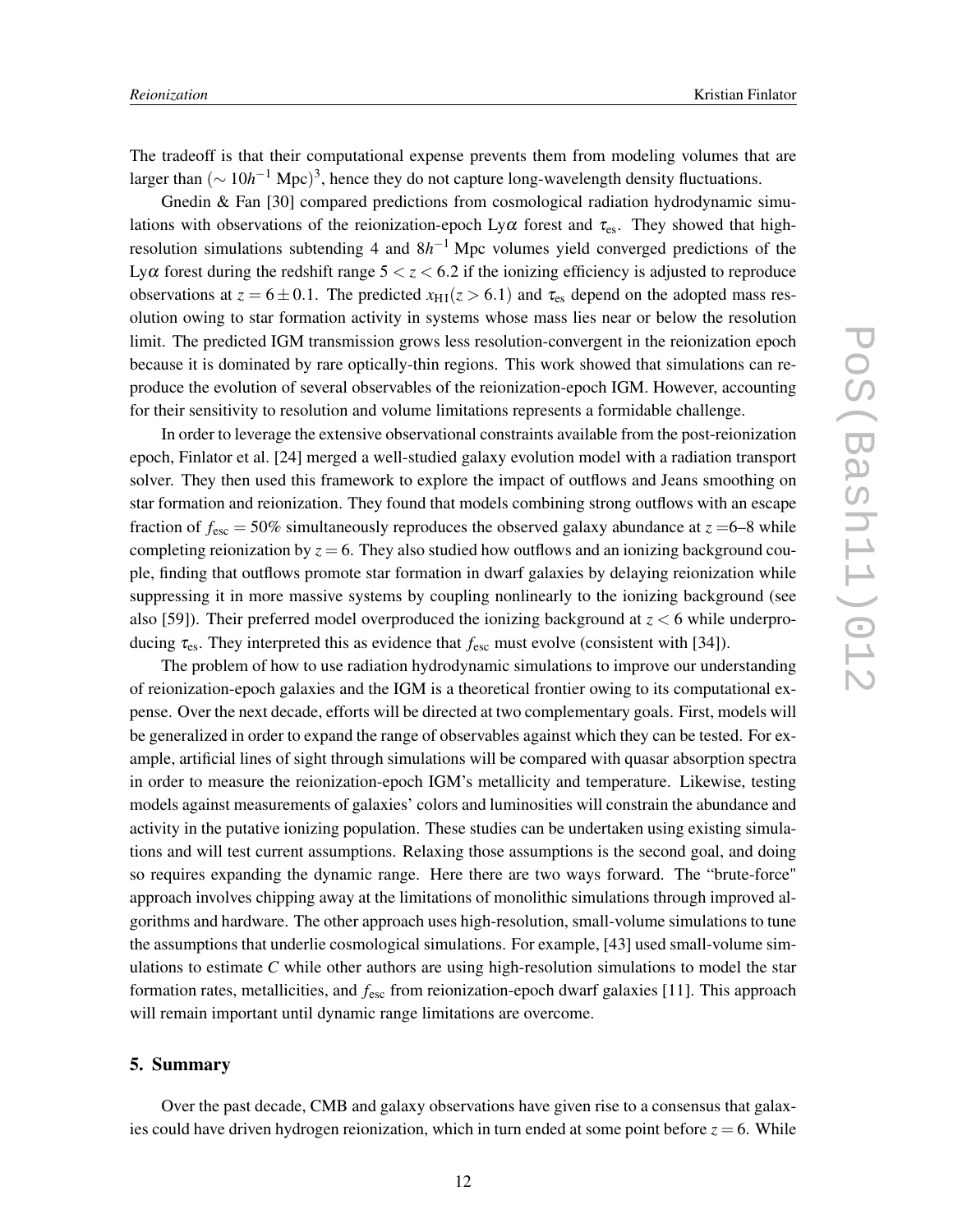The tradeoff is that their computational expense prevents them from modeling volumes that are larger than $(\sim 10h^{-1}\ \mathrm{Mpc})^3$, hence they do not capture long-wavelength density fluctuations.

Gnedin & Fan [30] compared predictions from cosmological radiation hydrodynamic simulations with observations of the reionization-epoch Ly$\alpha$ forest and $\tau_{\mathrm{es}}$. They showed that high-resolution simulations subtending 4 and $8h^{-1}$ Mpc volumes yield converged predictions of the Ly$\alpha$ forest during the redshift range $5 < z < 6.2$ if the ionizing efficiency is adjusted to reproduce observations at $z = 6 \pm 0.1$. The predicted $x_{\mathrm{HI}}(z > 6.1)$ and $\tau_{\mathrm{es}}$ depend on the adopted mass resolution owing to star formation activity in systems whose mass lies near or below the resolution limit. The predicted IGM transmission grows less resolution-convergent in the reionization epoch because it is dominated by rare optically-thin regions. This work showed that simulations can reproduce the evolution of several observables of the reionization-epoch IGM. However, accounting for their sensitivity to resolution and volume limitations represents a formidable challenge.

In order to leverage the extensive observational constraints available from the post-reionization epoch, Finlator et al. [24] merged a well-studied galaxy evolution model with a radiation transport solver. They then used this framework to explore the impact of outflows and Jeans smoothing on star formation and reionization. They found that models combining strong outflows with an escape fraction of $f_{\mathrm{esc}} = 50\%$ simultaneously reproduces the observed galaxy abundance at $z =$6–8 while completing reionization by $z = 6$. They also studied how outflows and an ionizing background couple, finding that outflows promote star formation in dwarf galaxies by delaying reionization while suppressing it in more massive systems by coupling nonlinearly to the ionizing background (see also [59]). Their preferred model overproduced the ionizing background at $z < 6$ while underproducing $\tau_{\mathrm{es}}$. They interpreted this as evidence that $f_{\mathrm{esc}}$ must evolve (consistent with [34]).

The problem of how to use radiation hydrodynamic simulations to improve our understanding of reionization-epoch galaxies and the IGM is a theoretical frontier owing to its computational expense. Over the next decade, efforts will be directed at two complementary goals. First, models will be generalized in order to expand the range of observables against which they can be tested. For example, artificial lines of sight through simulations will be compared with quasar absorption spectra in order to measure the reionization-epoch IGM's metallicity and temperature. Likewise, testing models against measurements of galaxies' colors and luminosities will constrain the abundance and activity in the putative ionizing population. These studies can be undertaken using existing simulations and will test current assumptions. Relaxing those assumptions is the second goal, and doing so requires expanding the dynamic range. Here there are two ways forward. The "brute-force" approach involves chipping away at the limitations of monolithic simulations through improved algorithms and hardware. The other approach uses high-resolution, small-volume simulations to tune the assumptions that underlie cosmological simulations. For example, [43] used small-volume simulations to estimate $C$ while other authors are using high-resolution simulations to model the star formation rates, metallicities, and $f_{\mathrm{esc}}$ from reionization-epoch dwarf galaxies [11]. This approach will remain important until dynamic range limitations are overcome.

## 5. Summary

Over the past decade, CMB and galaxy observations have given rise to a consensus that galaxies could have driven hydrogen reionization, which in turn ended at some point before $z = 6$. While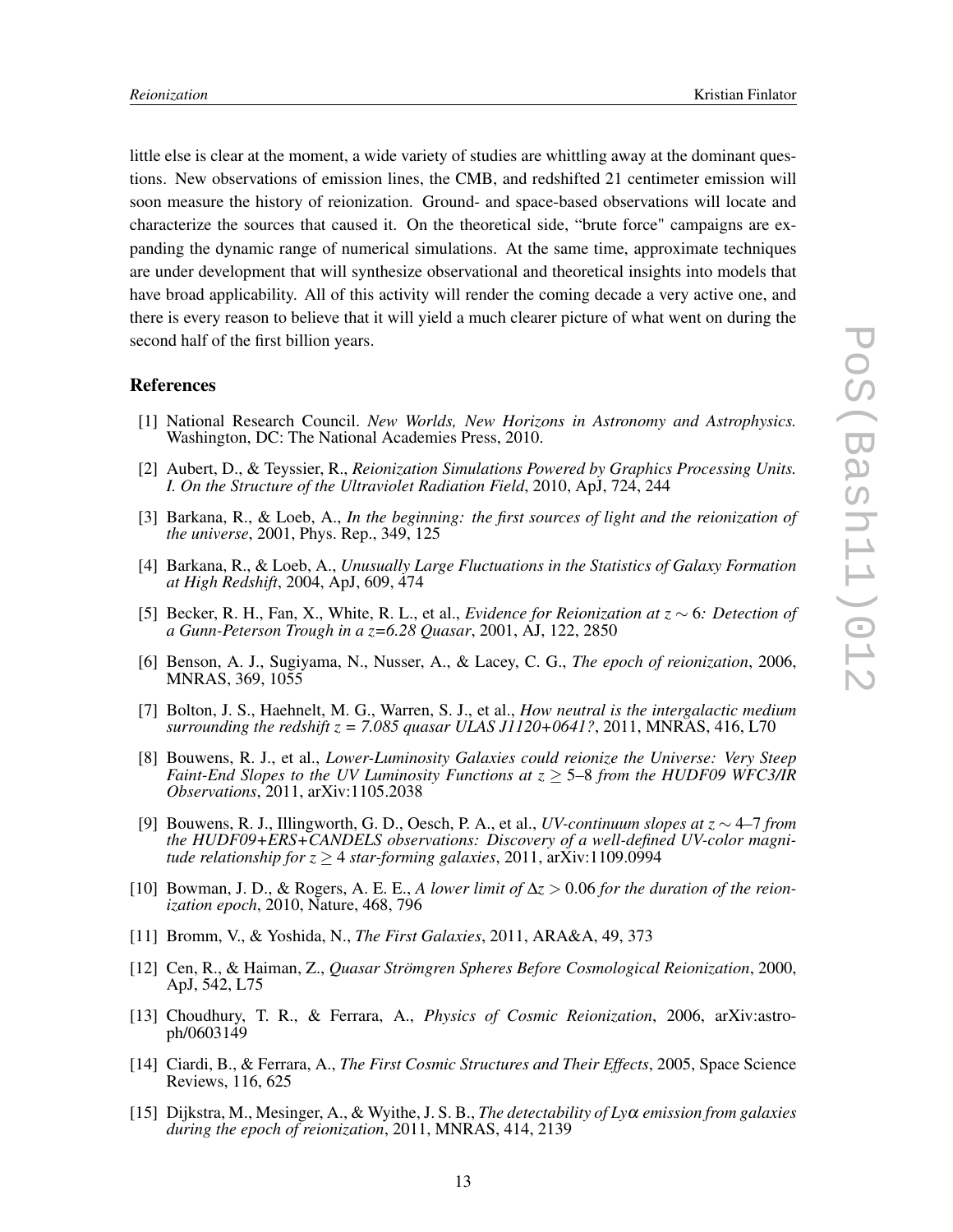little else is clear at the moment, a wide variety of studies are whittling away at the dominant questions. New observations of emission lines, the CMB, and redshifted 21 centimeter emission will soon measure the history of reionization. Ground- and space-based observations will locate and characterize the sources that caused it. On the theoretical side, "brute force" campaigns are expanding the dynamic range of numerical simulations. At the same time, approximate techniques are under development that will synthesize observational and theoretical insights into models that have broad applicability. All of this activity will render the coming decade a very active one, and there is every reason to believe that it will yield a much clearer picture of what went on during the second half of the first billion years.

## References

[1] National Research Council. *New Worlds, New Horizons in Astronomy and Astrophysics.* Washington, DC: The National Academies Press, 2010.

[2] Aubert, D., & Teyssier, R., *Reionization Simulations Powered by Graphics Processing Units. I. On the Structure of the Ultraviolet Radiation Field*, 2010, ApJ, 724, 244

[3] Barkana, R., & Loeb, A., *In the beginning: the first sources of light and the reionization of the universe*, 2001, Phys. Rep., 349, 125

[4] Barkana, R., & Loeb, A., *Unusually Large Fluctuations in the Statistics of Galaxy Formation at High Redshift*, 2004, ApJ, 609, 474

[5] Becker, R. H., Fan, X., White, R. L., et al., *Evidence for Reionization at $z \sim 6$: Detection of a Gunn-Peterson Trough in a z=6.28 Quasar*, 2001, AJ, 122, 2850

[6] Benson, A. J., Sugiyama, N., Nusser, A., & Lacey, C. G., *The epoch of reionization*, 2006, MNRAS, 369, 1055

[7] Bolton, J. S., Haehnelt, M. G., Warren, S. J., et al., *How neutral is the intergalactic medium surrounding the redshift z = 7.085 quasar ULAS J1120+0641?*, 2011, MNRAS, 416, L70

[8] Bouwens, R. J., et al., *Lower-Luminosity Galaxies could reionize the Universe: Very Steep Faint-End Slopes to the UV Luminosity Functions at $z \geq 5$–8 from the HUDF09 WFC3/IR Observations*, 2011, arXiv:1105.2038

[9] Bouwens, R. J., Illingworth, G. D., Oesch, P. A., et al., *UV-continuum slopes at $z \sim 4$–7 from the HUDF09+ERS+CANDELS observations: Discovery of a well-defined UV-color magnitude relationship for $z \geq 4$ star-forming galaxies*, 2011, arXiv:1109.0994

[10] Bowman, J. D., & Rogers, A. E. E., *A lower limit of $\Delta z > 0.06$ for the duration of the reionization epoch*, 2010, Nature, 468, 796

[11] Bromm, V., & Yoshida, N., *The First Galaxies*, 2011, ARA&A, 49, 373

[12] Cen, R., & Haiman, Z., *Quasar Strömgren Spheres Before Cosmological Reionization*, 2000, ApJ, 542, L75

[13] Choudhury, T. R., & Ferrara, A., *Physics of Cosmic Reionization*, 2006, arXiv:astro-ph/0603149

[14] Ciardi, B., & Ferrara, A., *The First Cosmic Structures and Their Effects*, 2005, Space Science Reviews, 116, 625

[15] Dijkstra, M., Mesinger, A., & Wyithe, J. S. B., *The detectability of Ly$\alpha$ emission from galaxies during the epoch of reionization*, 2011, MNRAS, 414, 2139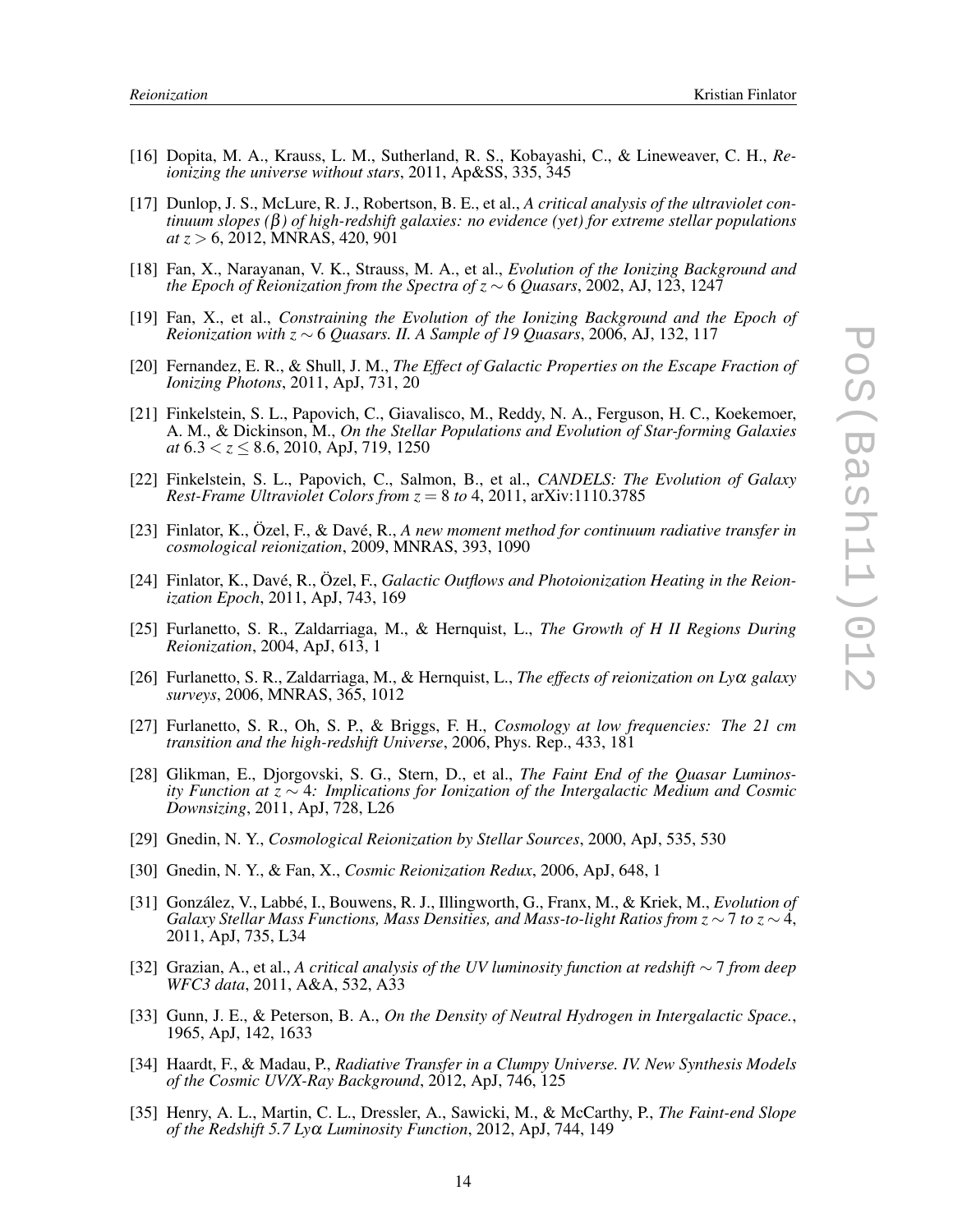[16] Dopita, M. A., Krauss, L. M., Sutherland, R. S., Kobayashi, C., & Lineweaver, C. H., *Reionizing the universe without stars*, 2011, Ap&SS, 335, 345

[17] Dunlop, J. S., McLure, R. J., Robertson, B. E., et al., *A critical analysis of the ultraviolet continuum slopes ($\beta$) of high-redshift galaxies: no evidence (yet) for extreme stellar populations at $z > 6$*, 2012, MNRAS, 420, 901

[18] Fan, X., Narayanan, V. K., Strauss, M. A., et al., *Evolution of the Ionizing Background and the Epoch of Reionization from the Spectra of $z \sim 6$ Quasars*, 2002, AJ, 123, 1247

[19] Fan, X., et al., *Constraining the Evolution of the Ionizing Background and the Epoch of Reionization with $z \sim 6$ Quasars. II. A Sample of 19 Quasars*, 2006, AJ, 132, 117

[20] Fernandez, E. R., & Shull, J. M., *The Effect of Galactic Properties on the Escape Fraction of Ionizing Photons*, 2011, ApJ, 731, 20

[21] Finkelstein, S. L., Papovich, C., Giavalisco, M., Reddy, N. A., Ferguson, H. C., Koekemoer, A. M., & Dickinson, M., *On the Stellar Populations and Evolution of Star-forming Galaxies at $6.3 < z \leq 8.6$*, 2010, ApJ, 719, 1250

[22] Finkelstein, S. L., Papovich, C., Salmon, B., et al., *CANDELS: The Evolution of Galaxy Rest-Frame Ultraviolet Colors from $z = 8$ to 4*, 2011, arXiv:1110.3785

[23] Finlator, K., Özel, F., & Davé, R., *A new moment method for continuum radiative transfer in cosmological reionization*, 2009, MNRAS, 393, 1090

[24] Finlator, K., Davé, R., Özel, F., *Galactic Outflows and Photoionization Heating in the Reionization Epoch*, 2011, ApJ, 743, 169

[25] Furlanetto, S. R., Zaldarriaga, M., & Hernquist, L., *The Growth of H II Regions During Reionization*, 2004, ApJ, 613, 1

[26] Furlanetto, S. R., Zaldarriaga, M., & Hernquist, L., *The effects of reionization on Ly$\alpha$ galaxy surveys*, 2006, MNRAS, 365, 1012

[27] Furlanetto, S. R., Oh, S. P., & Briggs, F. H., *Cosmology at low frequencies: The 21 cm transition and the high-redshift Universe*, 2006, Phys. Rep., 433, 181

[28] Glikman, E., Djorgovski, S. G., Stern, D., et al., *The Faint End of the Quasar Luminosity Function at $z \sim 4$: Implications for Ionization of the Intergalactic Medium and Cosmic Downsizing*, 2011, ApJ, 728, L26

[29] Gnedin, N. Y., *Cosmological Reionization by Stellar Sources*, 2000, ApJ, 535, 530

[30] Gnedin, N. Y., & Fan, X., *Cosmic Reionization Redux*, 2006, ApJ, 648, 1

[31] González, V., Labbé, I., Bouwens, R. J., Illingworth, G., Franx, M., & Kriek, M., *Evolution of Galaxy Stellar Mass Functions, Mass Densities, and Mass-to-light Ratios from $z \sim 7$ to $z \sim 4$*, 2011, ApJ, 735, L34

[32] Grazian, A., et al., *A critical analysis of the UV luminosity function at redshift $\sim 7$ from deep WFC3 data*, 2011, A&A, 532, A33

[33] Gunn, J. E., & Peterson, B. A., *On the Density of Neutral Hydrogen in Intergalactic Space.*, 1965, ApJ, 142, 1633

[34] Haardt, F., & Madau, P., *Radiative Transfer in a Clumpy Universe. IV. New Synthesis Models of the Cosmic UV/X-Ray Background*, 2012, ApJ, 746, 125

[35] Henry, A. L., Martin, C. L., Dressler, A., Sawicki, M., & McCarthy, P., *The Faint-end Slope of the Redshift 5.7 Ly$\alpha$ Luminosity Function*, 2012, ApJ, 744, 149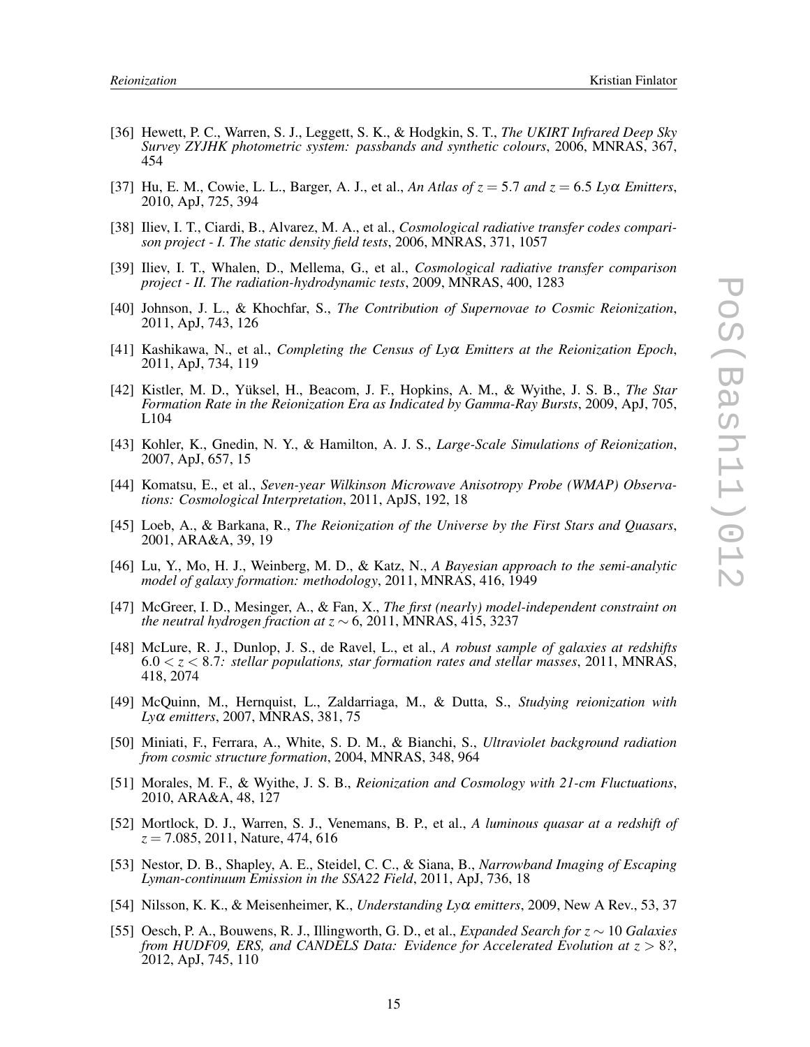[36] Hewett, P. C., Warren, S. J., Leggett, S. K., & Hodgkin, S. T., *The UKIRT Infrared Deep Sky Survey ZYJHK photometric system: passbands and synthetic colours*, 2006, MNRAS, 367, 454

[37] Hu, E. M., Cowie, L. L., Barger, A. J., et al., *An Atlas of $z = 5.7$ and $z = 6.5$ Ly$\alpha$ Emitters*, 2010, ApJ, 725, 394

[38] Iliev, I. T., Ciardi, B., Alvarez, M. A., et al., *Cosmological radiative transfer codes comparison project - I. The static density field tests*, 2006, MNRAS, 371, 1057

[39] Iliev, I. T., Whalen, D., Mellema, G., et al., *Cosmological radiative transfer comparison project - II. The radiation-hydrodynamic tests*, 2009, MNRAS, 400, 1283

[40] Johnson, J. L., & Khochfar, S., *The Contribution of Supernovae to Cosmic Reionization*, 2011, ApJ, 743, 126

[41] Kashikawa, N., et al., *Completing the Census of Ly$\alpha$ Emitters at the Reionization Epoch*, 2011, ApJ, 734, 119

[42] Kistler, M. D., Yüksel, H., Beacom, J. F., Hopkins, A. M., & Wyithe, J. S. B., *The Star Formation Rate in the Reionization Era as Indicated by Gamma-Ray Bursts*, 2009, ApJ, 705, L104

[43] Kohler, K., Gnedin, N. Y., & Hamilton, A. J. S., *Large-Scale Simulations of Reionization*, 2007, ApJ, 657, 15

[44] Komatsu, E., et al., *Seven-year Wilkinson Microwave Anisotropy Probe (WMAP) Observations: Cosmological Interpretation*, 2011, ApJS, 192, 18

[45] Loeb, A., & Barkana, R., *The Reionization of the Universe by the First Stars and Quasars*, 2001, ARA&A, 39, 19

[46] Lu, Y., Mo, H. J., Weinberg, M. D., & Katz, N., *A Bayesian approach to the semi-analytic model of galaxy formation: methodology*, 2011, MNRAS, 416, 1949

[47] McGreer, I. D., Mesinger, A., & Fan, X., *The first (nearly) model-independent constraint on the neutral hydrogen fraction at $z \sim 6$*, 2011, MNRAS, 415, 3237

[48] McLure, R. J., Dunlop, J. S., de Ravel, L., et al., *A robust sample of galaxies at redshifts $6.0 < z < 8.7$: stellar populations, star formation rates and stellar masses*, 2011, MNRAS, 418, 2074

[49] McQuinn, M., Hernquist, L., Zaldarriaga, M., & Dutta, S., *Studying reionization with Ly$\alpha$ emitters*, 2007, MNRAS, 381, 75

[50] Miniati, F., Ferrara, A., White, S. D. M., & Bianchi, S., *Ultraviolet background radiation from cosmic structure formation*, 2004, MNRAS, 348, 964

[51] Morales, M. F., & Wyithe, J. S. B., *Reionization and Cosmology with 21-cm Fluctuations*, 2010, ARA&A, 48, 127

[52] Mortlock, D. J., Warren, S. J., Venemans, B. P., et al., *A luminous quasar at a redshift of $z = 7.085$*, 2011, Nature, 474, 616

[53] Nestor, D. B., Shapley, A. E., Steidel, C. C., & Siana, B., *Narrowband Imaging of Escaping Lyman-continuum Emission in the SSA22 Field*, 2011, ApJ, 736, 18

[54] Nilsson, K. K., & Meisenheimer, K., *Understanding Ly$\alpha$ emitters*, 2009, New A Rev., 53, 37

[55] Oesch, P. A., Bouwens, R. J., Illingworth, G. D., et al., *Expanded Search for $z \sim 10$ Galaxies from HUDF09, ERS, and CANDELS Data: Evidence for Accelerated Evolution at $z > 8$?*, 2012, ApJ, 745, 110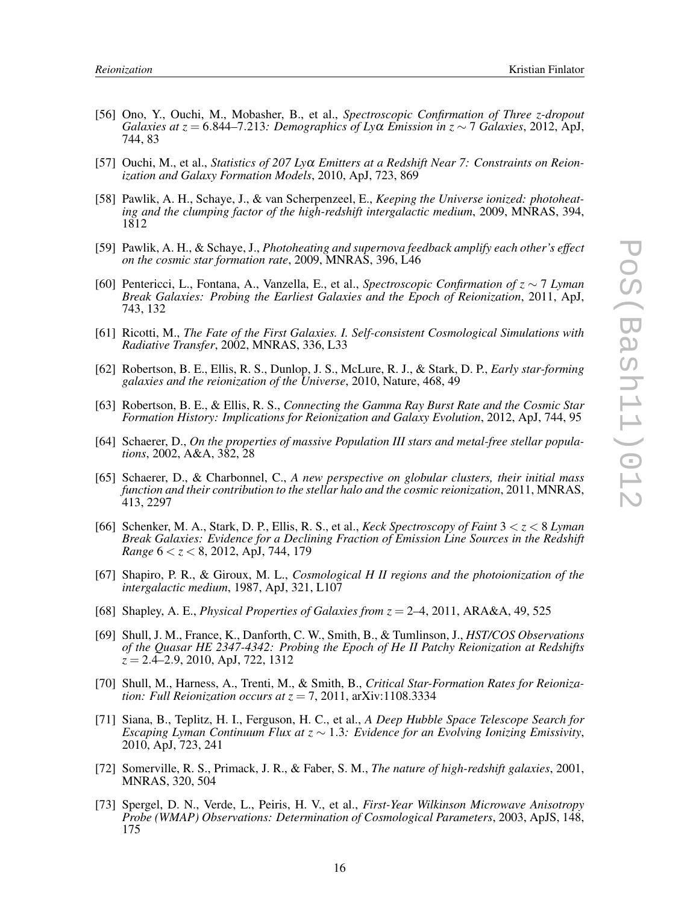[56] Ono, Y., Ouchi, M., Mobasher, B., et al., *Spectroscopic Confirmation of Three z-dropout Galaxies at* $z = 6.844$*–*$7.213$*: Demographics of Ly*$\alpha$ *Emission in* $z \sim 7$ *Galaxies*, 2012, ApJ, 744, 83

[57] Ouchi, M., et al., *Statistics of 207 Ly*$\alpha$ *Emitters at a Redshift Near 7: Constraints on Reionization and Galaxy Formation Models*, 2010, ApJ, 723, 869

[58] Pawlik, A. H., Schaye, J., & van Scherpenzeel, E., *Keeping the Universe ionized: photoheating and the clumping factor of the high-redshift intergalactic medium*, 2009, MNRAS, 394, 1812

[59] Pawlik, A. H., & Schaye, J., *Photoheating and supernova feedback amplify each other's effect on the cosmic star formation rate*, 2009, MNRAS, 396, L46

[60] Pentericci, L., Fontana, A., Vanzella, E., et al., *Spectroscopic Confirmation of* $z \sim 7$ *Lyman Break Galaxies: Probing the Earliest Galaxies and the Epoch of Reionization*, 2011, ApJ, 743, 132

[61] Ricotti, M., *The Fate of the First Galaxies. I. Self-consistent Cosmological Simulations with Radiative Transfer*, 2002, MNRAS, 336, L33

[62] Robertson, B. E., Ellis, R. S., Dunlop, J. S., McLure, R. J., & Stark, D. P., *Early star-forming galaxies and the reionization of the Universe*, 2010, Nature, 468, 49

[63] Robertson, B. E., & Ellis, R. S., *Connecting the Gamma Ray Burst Rate and the Cosmic Star Formation History: Implications for Reionization and Galaxy Evolution*, 2012, ApJ, 744, 95

[64] Schaerer, D., *On the properties of massive Population III stars and metal-free stellar populations*, 2002, A&A, 382, 28

[65] Schaerer, D., & Charbonnel, C., *A new perspective on globular clusters, their initial mass function and their contribution to the stellar halo and the cosmic reionization*, 2011, MNRAS, 413, 2297

[66] Schenker, M. A., Stark, D. P., Ellis, R. S., et al., *Keck Spectroscopy of Faint* $3 < z < 8$ *Lyman Break Galaxies: Evidence for a Declining Fraction of Emission Line Sources in the Redshift Range* $6 < z < 8$, 2012, ApJ, 744, 179

[67] Shapiro, P. R., & Giroux, M. L., *Cosmological H II regions and the photoionization of the intergalactic medium*, 1987, ApJ, 321, L107

[68] Shapley, A. E., *Physical Properties of Galaxies from* $z = 2$*–*$4$, 2011, ARA&A, 49, 525

[69] Shull, J. M., France, K., Danforth, C. W., Smith, B., & Tumlinson, J., *HST/COS Observations of the Quasar HE 2347-4342: Probing the Epoch of He II Patchy Reionization at Redshifts* $z = 2.4$*–*$2.9$, 2010, ApJ, 722, 1312

[70] Shull, M., Harness, A., Trenti, M., & Smith, B., *Critical Star-Formation Rates for Reionization: Full Reionization occurs at* $z = 7$, 2011, arXiv:1108.3334

[71] Siana, B., Teplitz, H. I., Ferguson, H. C., et al., *A Deep Hubble Space Telescope Search for Escaping Lyman Continuum Flux at* $z \sim 1.3$*: Evidence for an Evolving Ionizing Emissivity*, 2010, ApJ, 723, 241

[72] Somerville, R. S., Primack, J. R., & Faber, S. M., *The nature of high-redshift galaxies*, 2001, MNRAS, 320, 504

[73] Spergel, D. N., Verde, L., Peiris, H. V., et al., *First-Year Wilkinson Microwave Anisotropy Probe (WMAP) Observations: Determination of Cosmological Parameters*, 2003, ApJS, 148, 175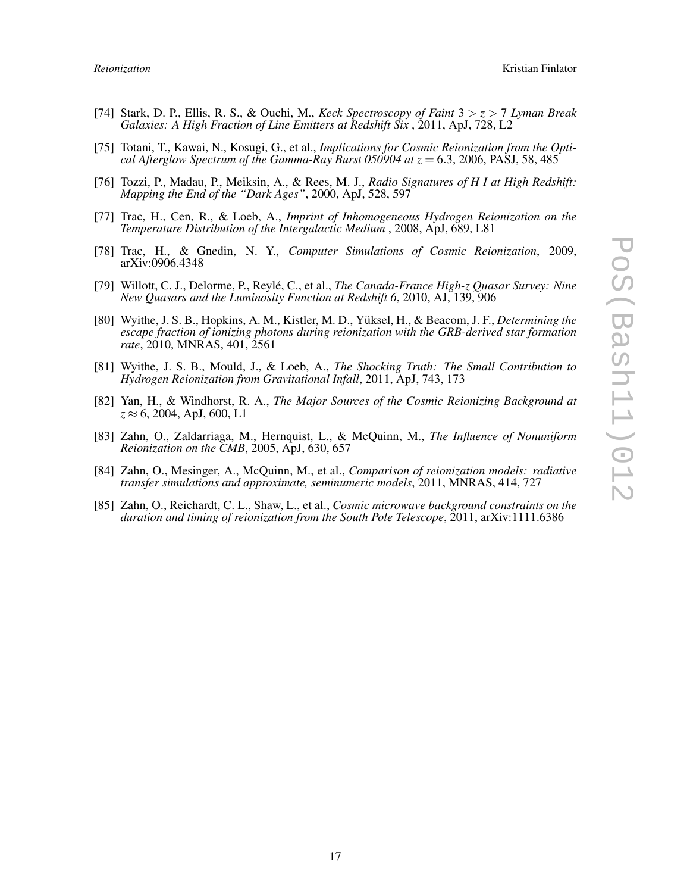[74] Stark, D. P., Ellis, R. S., & Ouchi, M., *Keck Spectroscopy of Faint* $3 > z > 7$ *Lyman Break Galaxies: A High Fraction of Line Emitters at Redshift Six* , 2011, ApJ, 728, L2

[75] Totani, T., Kawai, N., Kosugi, G., et al., *Implications for Cosmic Reionization from the Optical Afterglow Spectrum of the Gamma-Ray Burst 050904 at* $z = 6.3$, 2006, PASJ, 58, 485

[76] Tozzi, P., Madau, P., Meiksin, A., & Rees, M. J., *Radio Signatures of H I at High Redshift: Mapping the End of the "Dark Ages"*, 2000, ApJ, 528, 597

[77] Trac, H., Cen, R., & Loeb, A., *Imprint of Inhomogeneous Hydrogen Reionization on the Temperature Distribution of the Intergalactic Medium* , 2008, ApJ, 689, L81

[78] Trac, H., & Gnedin, N. Y., *Computer Simulations of Cosmic Reionization*, 2009, arXiv:0906.4348

[79] Willott, C. J., Delorme, P., Reylé, C., et al., *The Canada-France High-z Quasar Survey: Nine New Quasars and the Luminosity Function at Redshift 6*, 2010, AJ, 139, 906

[80] Wyithe, J. S. B., Hopkins, A. M., Kistler, M. D., Yüksel, H., & Beacom, J. F., *Determining the escape fraction of ionizing photons during reionization with the GRB-derived star formation rate*, 2010, MNRAS, 401, 2561

[81] Wyithe, J. S. B., Mould, J., & Loeb, A., *The Shocking Truth: The Small Contribution to Hydrogen Reionization from Gravitational Infall*, 2011, ApJ, 743, 173

[82] Yan, H., & Windhorst, R. A., *The Major Sources of the Cosmic Reionizing Background at* $z \approx 6$, 2004, ApJ, 600, L1

[83] Zahn, O., Zaldarriaga, M., Hernquist, L., & McQuinn, M., *The Influence of Nonuniform Reionization on the CMB*, 2005, ApJ, 630, 657

[84] Zahn, O., Mesinger, A., McQuinn, M., et al., *Comparison of reionization models: radiative transfer simulations and approximate, seminumeric models*, 2011, MNRAS, 414, 727

[85] Zahn, O., Reichardt, C. L., Shaw, L., et al., *Cosmic microwave background constraints on the duration and timing of reionization from the South Pole Telescope*, 2011, arXiv:1111.6386